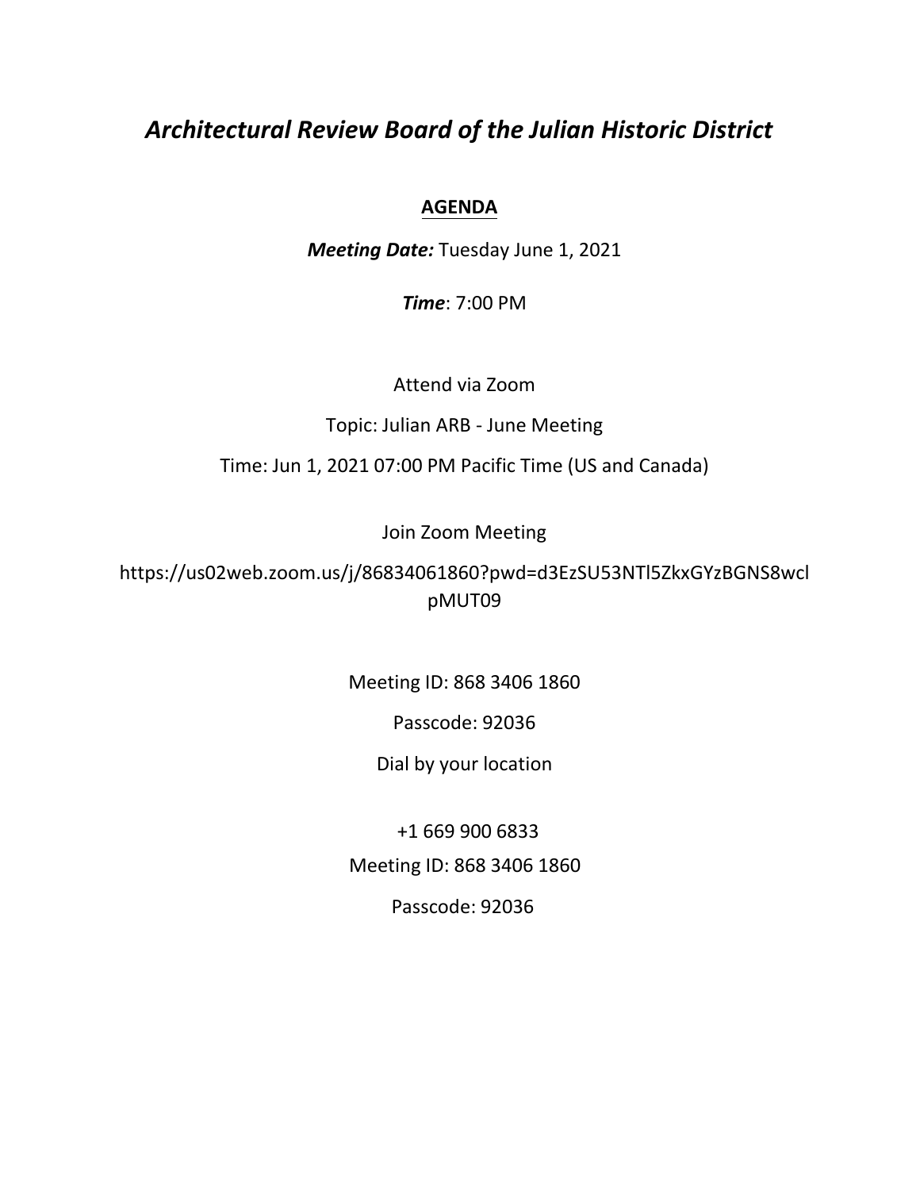# *Architectural Review Board of the Julian Historic District*

**AGENDA**

***Meeting Date:*** Tuesday June 1, 2021

***Time***: 7:00 PM

Attend via Zoom

Topic: Julian ARB - June Meeting

Time: Jun 1, 2021 07:00 PM Pacific Time (US and Canada)

Join Zoom Meeting

https://us02web.zoom.us/j/86834061860?pwd=d3EzSU53NTl5ZkxGYzBGNS8wclpMUT09

Meeting ID: 868 3406 1860

Passcode: 92036

Dial by your location

+1 669 900 6833

Meeting ID: 868 3406 1860

Passcode: 92036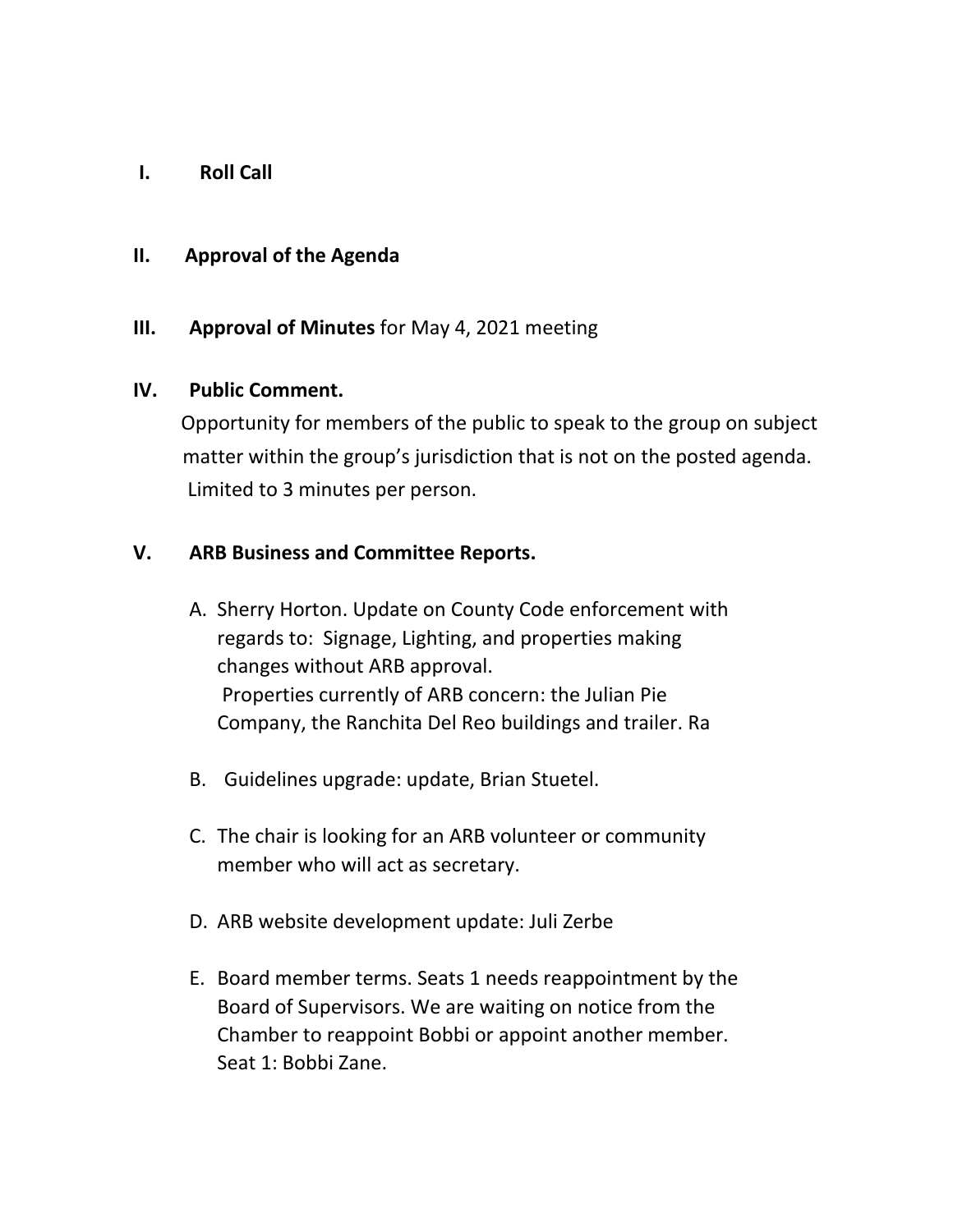**I. Roll Call**

**II. Approval of the Agenda**

**III. Approval of Minutes** for May 4, 2021 meeting

**IV. Public Comment.**

Opportunity for members of the public to speak to the group on subject matter within the group's jurisdiction that is not on the posted agenda. Limited to 3 minutes per person.

**V. ARB Business and Committee Reports.**

A. Sherry Horton. Update on County Code enforcement with regards to: Signage, Lighting, and properties making changes without ARB approval.
   Properties currently of ARB concern: the Julian Pie Company, the Ranchita Del Reo buildings and trailer. Ra

B. Guidelines upgrade: update, Brian Stuetel.

C. The chair is looking for an ARB volunteer or community member who will act as secretary.

D. ARB website development update: Juli Zerbe

E. Board member terms. Seats 1 needs reappointment by the Board of Supervisors. We are waiting on notice from the Chamber to reappoint Bobbi or appoint another member.
   Seat 1: Bobbi Zane.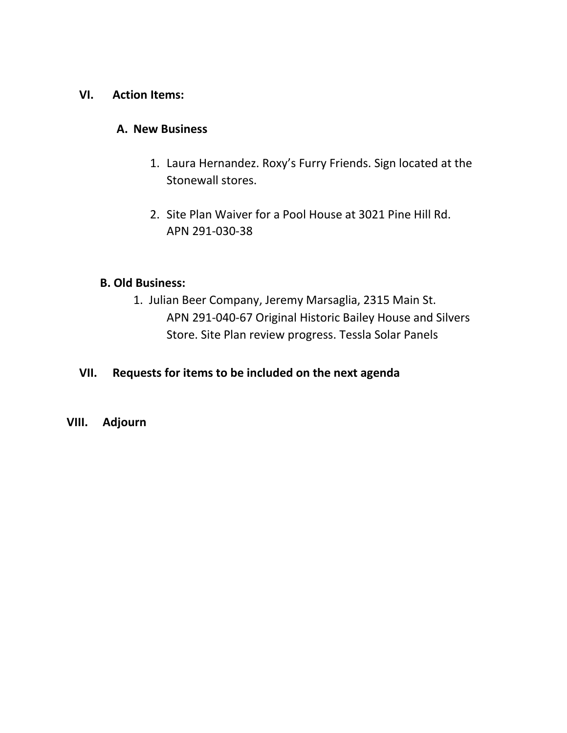## VI. Action Items:

### A. New Business

1. Laura Hernandez. Roxy's Furry Friends. Sign located at the Stonewall stores.

2. Site Plan Waiver for a Pool House at 3021 Pine Hill Rd. APN 291-030-38

### B. Old Business:

1. Julian Beer Company, Jeremy Marsaglia, 2315 Main St. APN 291-040-67 Original Historic Bailey House and Silvers Store. Site Plan review progress. Tessla Solar Panels

## VII. Requests for items to be included on the next agenda

## VIII. Adjourn